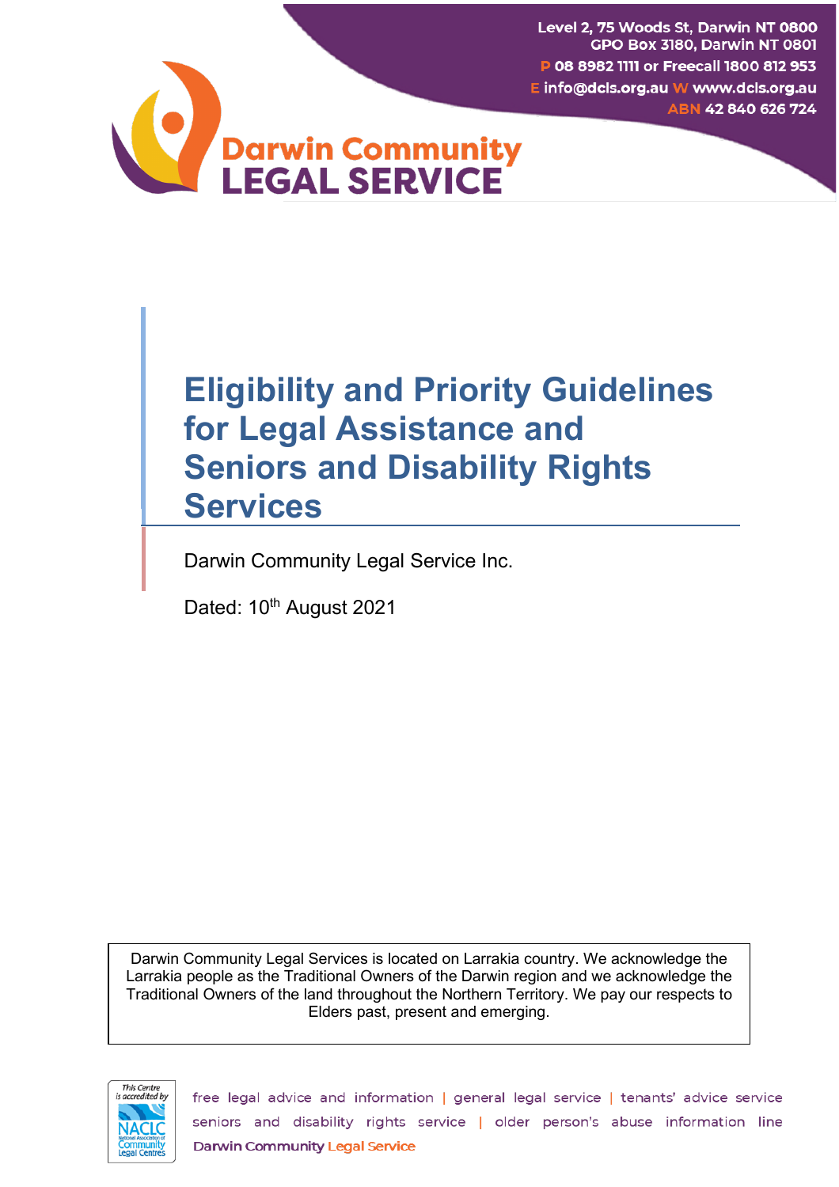Level 2, 75 Woods St, Darwin NT 0800
GPO Box 3180, Darwin NT 0801
P 08 8982 1111 or Freecall 1800 812 953
E info@dcls.org.au W www.dcls.org.au
ABN 42 840 626 724

Darwin Community
LEGAL SERVICE

# Eligibility and Priority Guidelines for Legal Assistance and Seniors and Disability Rights Services

Darwin Community Legal Service Inc.

Dated: 10th August 2021

Darwin Community Legal Services is located on Larrakia country. We acknowledge the Larrakia people as the Traditional Owners of the Darwin region and we acknowledge the Traditional Owners of the land throughout the Northern Territory. We pay our respects to Elders past, present and emerging.

This Centre is accredited by NACLC National Association of Community Legal Centres

free legal advice and information | general legal service | tenants' advice service
seniors and disability rights service | older person's abuse information line
Darwin Community Legal Service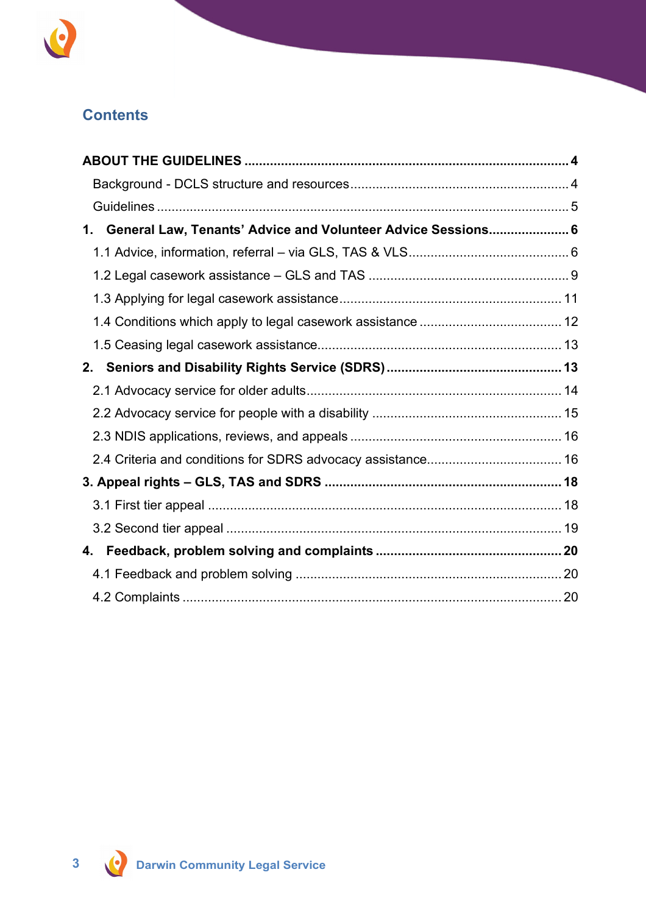## Contents

**ABOUT THE GUIDELINES** ........ **4**

- Background - DCLS structure and resources ........ 4
- Guidelines ........ 5

**1. General Law, Tenants' Advice and Volunteer Advice Sessions** ........ **6**

- 1.1 Advice, information, referral – via GLS, TAS & VLS ........ 6
- 1.2 Legal casework assistance – GLS and TAS ........ 9
- 1.3 Applying for legal casework assistance ........ 11
- 1.4 Conditions which apply to legal casework assistance ........ 12
- 1.5 Ceasing legal casework assistance ........ 13

**2. Seniors and Disability Rights Service (SDRS)** ........ **13**

- 2.1 Advocacy service for older adults ........ 14
- 2.2 Advocacy service for people with a disability ........ 15
- 2.3 NDIS applications, reviews, and appeals ........ 16
- 2.4 Criteria and conditions for SDRS advocacy assistance ........ 16

**3. Appeal rights – GLS, TAS and SDRS** ........ **18**

- 3.1 First tier appeal ........ 18
- 3.2 Second tier appeal ........ 19

**4. Feedback, problem solving and complaints** ........ **20**

- 4.1 Feedback and problem solving ........ 20
- 4.2 Complaints ........ 20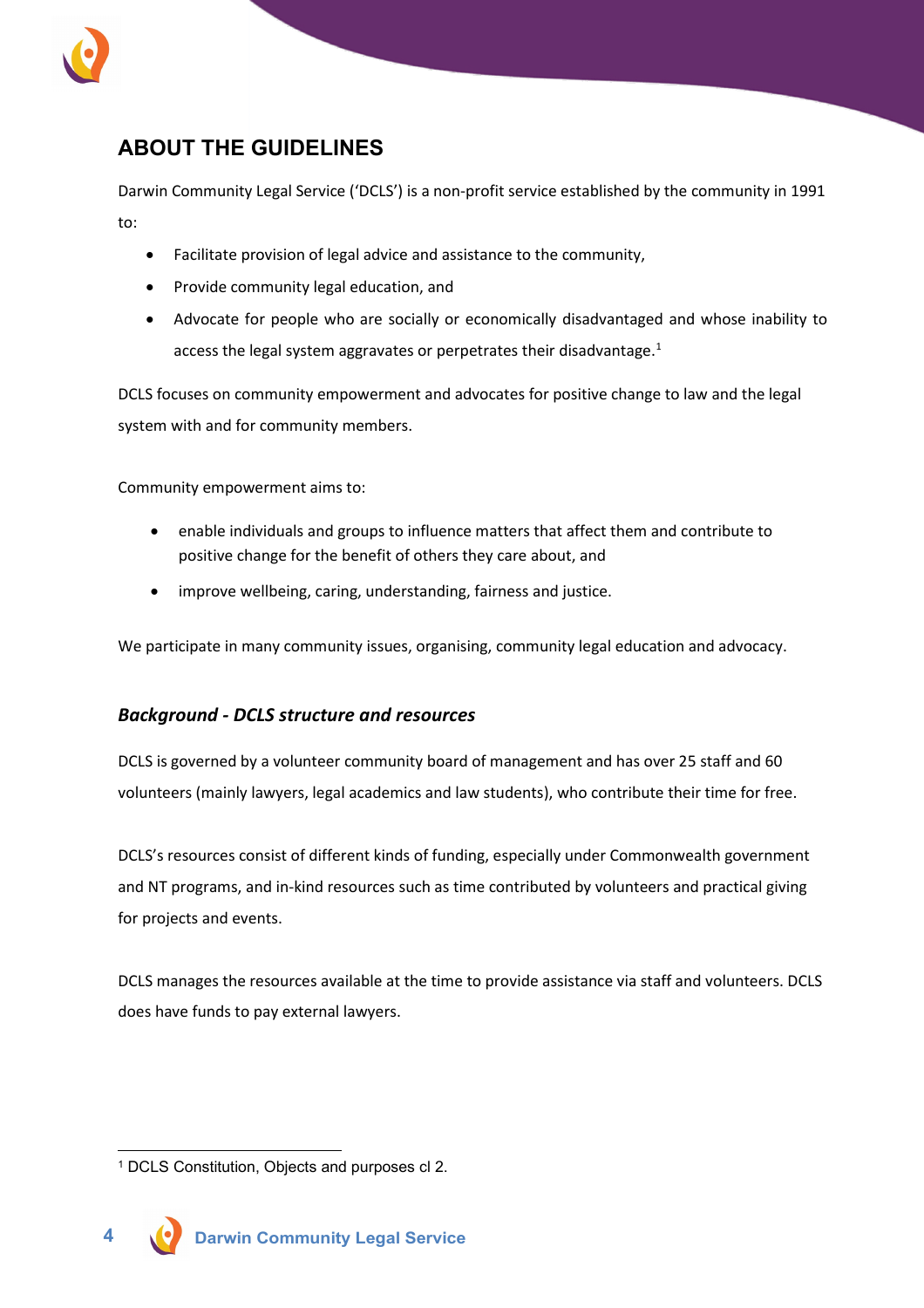## ABOUT THE GUIDELINES

Darwin Community Legal Service ('DCLS') is a non-profit service established by the community in 1991 to:

- Facilitate provision of legal advice and assistance to the community,
- Provide community legal education, and
- Advocate for people who are socially or economically disadvantaged and whose inability to access the legal system aggravates or perpetrates their disadvantage.[1]

DCLS focuses on community empowerment and advocates for positive change to law and the legal system with and for community members.

Community empowerment aims to:

- enable individuals and groups to influence matters that affect them and contribute to positive change for the benefit of others they care about, and
- improve wellbeing, caring, understanding, fairness and justice.

We participate in many community issues, organising, community legal education and advocacy.

### *Background - DCLS structure and resources*

DCLS is governed by a volunteer community board of management and has over 25 staff and 60 volunteers (mainly lawyers, legal academics and law students), who contribute their time for free.

DCLS's resources consist of different kinds of funding, especially under Commonwealth government and NT programs, and in-kind resources such as time contributed by volunteers and practical giving for projects and events.

DCLS manages the resources available at the time to provide assistance via staff and volunteers. DCLS does have funds to pay external lawyers.

---

[1] DCLS Constitution, Objects and purposes cl 2.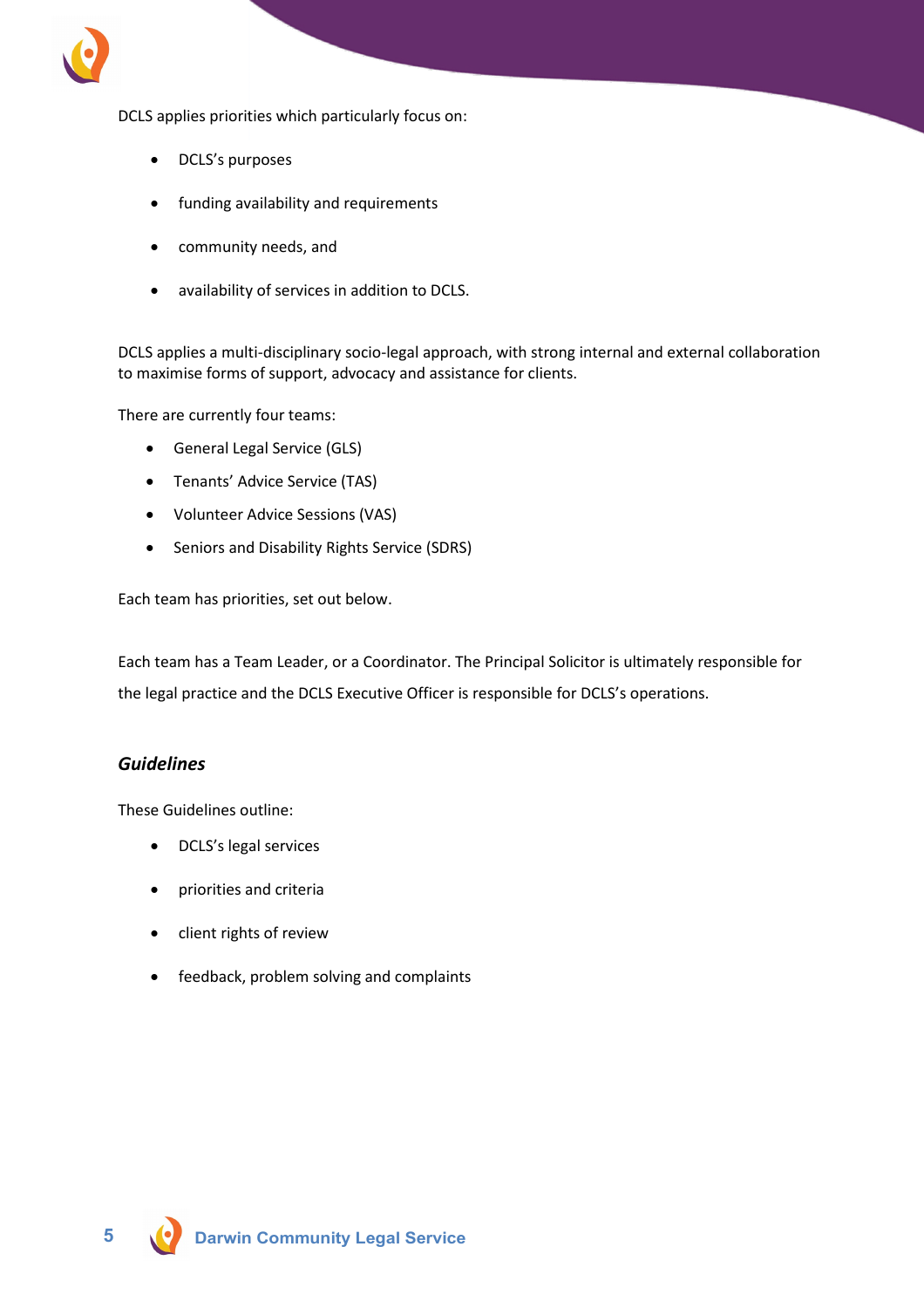DCLS applies priorities which particularly focus on:

- DCLS's purposes
- funding availability and requirements
- community needs, and
- availability of services in addition to DCLS.

DCLS applies a multi-disciplinary socio-legal approach, with strong internal and external collaboration to maximise forms of support, advocacy and assistance for clients.

There are currently four teams:

- General Legal Service (GLS)
- Tenants' Advice Service (TAS)
- Volunteer Advice Sessions (VAS)
- Seniors and Disability Rights Service (SDRS)

Each team has priorities, set out below.

Each team has a Team Leader, or a Coordinator. The Principal Solicitor is ultimately responsible for the legal practice and the DCLS Executive Officer is responsible for DCLS's operations.

### *Guidelines*

These Guidelines outline:

- DCLS's legal services
- priorities and criteria
- client rights of review
- feedback, problem solving and complaints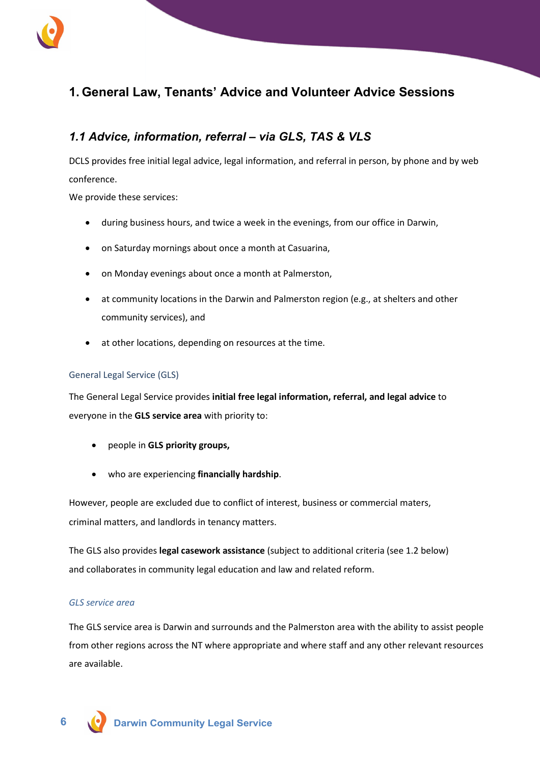# 1. General Law, Tenants' Advice and Volunteer Advice Sessions

## *1.1 Advice, information, referral – via GLS, TAS & VLS*

DCLS provides free initial legal advice, legal information, and referral in person, by phone and by web conference.

We provide these services:

- during business hours, and twice a week in the evenings, from our office in Darwin,
- on Saturday mornings about once a month at Casuarina,
- on Monday evenings about once a month at Palmerston,
- at community locations in the Darwin and Palmerston region (e.g., at shelters and other community services), and
- at other locations, depending on resources at the time.

### General Legal Service (GLS)

The General Legal Service provides **initial free legal information, referral, and legal advice** to everyone in the **GLS service area** with priority to:

- people in **GLS priority groups,**
- who are experiencing **financially hardship**.

However, people are excluded due to conflict of interest, business or commercial maters, criminal matters, and landlords in tenancy matters.

The GLS also provides **legal casework assistance** (subject to additional criteria (see 1.2 below) and collaborates in community legal education and law and related reform.

#### *GLS service area*

The GLS service area is Darwin and surrounds and the Palmerston area with the ability to assist people from other regions across the NT where appropriate and where staff and any other relevant resources are available.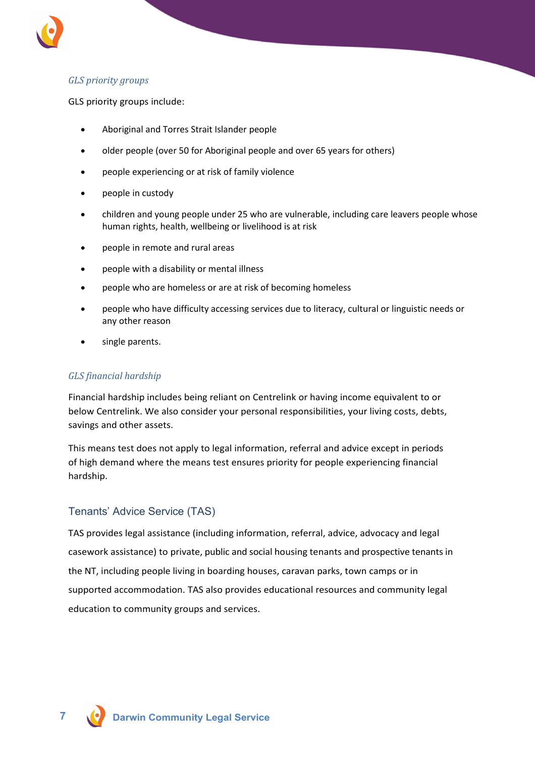### *GLS priority groups*

GLS priority groups include:

- Aboriginal and Torres Strait Islander people
- older people (over 50 for Aboriginal people and over 65 years for others)
- people experiencing or at risk of family violence
- people in custody
- children and young people under 25 who are vulnerable, including care leavers people whose human rights, health, wellbeing or livelihood is at risk
- people in remote and rural areas
- people with a disability or mental illness
- people who are homeless or are at risk of becoming homeless
- people who have difficulty accessing services due to literacy, cultural or linguistic needs or any other reason
- single parents.

### *GLS financial hardship*

Financial hardship includes being reliant on Centrelink or having income equivalent to or below Centrelink. We also consider your personal responsibilities, your living costs, debts, savings and other assets.

This means test does not apply to legal information, referral and advice except in periods of high demand where the means test ensures priority for people experiencing financial hardship.

## Tenants' Advice Service (TAS)

TAS provides legal assistance (including information, referral, advice, advocacy and legal casework assistance) to private, public and social housing tenants and prospective tenants in the NT, including people living in boarding houses, caravan parks, town camps or in supported accommodation. TAS also provides educational resources and community legal education to community groups and services.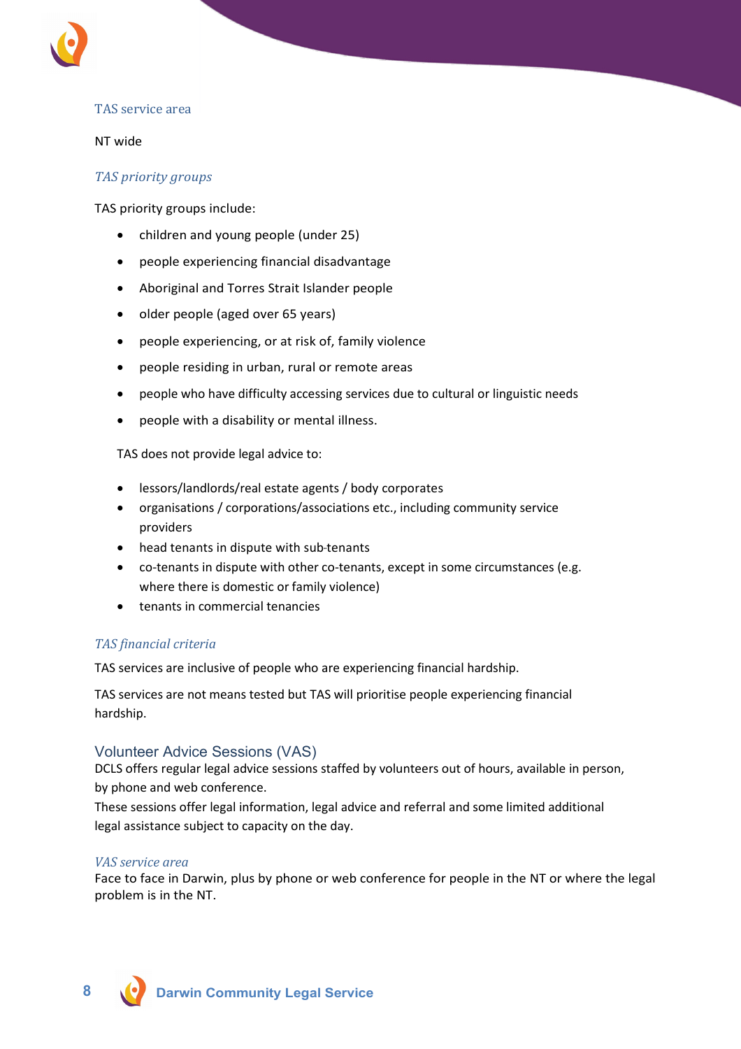### TAS service area

NT wide

### *TAS priority groups*

TAS priority groups include:

- children and young people (under 25)
- people experiencing financial disadvantage
- Aboriginal and Torres Strait Islander people
- older people (aged over 65 years)
- people experiencing, or at risk of, family violence
- people residing in urban, rural or remote areas
- people who have difficulty accessing services due to cultural or linguistic needs
- people with a disability or mental illness.

TAS does not provide legal advice to:

- lessors/landlords/real estate agents / body corporates
- organisations / corporations/associations etc., including community service providers
- head tenants in dispute with sub-tenants
- co-tenants in dispute with other co-tenants, except in some circumstances (e.g. where there is domestic or family violence)
- tenants in commercial tenancies

### *TAS financial criteria*

TAS services are inclusive of people who are experiencing financial hardship.

TAS services are not means tested but TAS will prioritise people experiencing financial hardship.

## Volunteer Advice Sessions (VAS)

DCLS offers regular legal advice sessions staffed by volunteers out of hours, available in person, by phone and web conference.

These sessions offer legal information, legal advice and referral and some limited additional legal assistance subject to capacity on the day.

### *VAS service area*

Face to face in Darwin, plus by phone or web conference for people in the NT or where the legal problem is in the NT.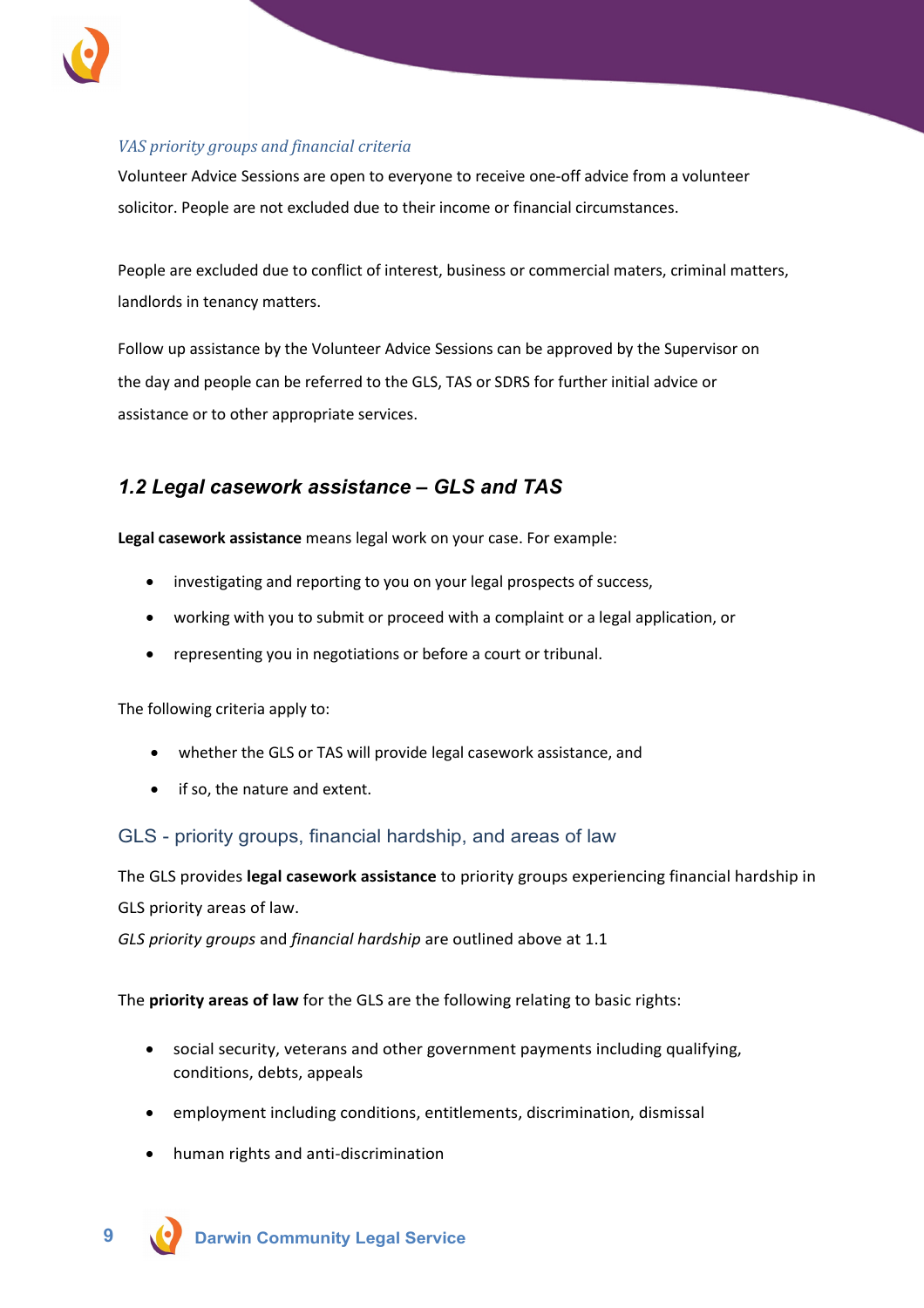*VAS priority groups and financial criteria*

Volunteer Advice Sessions are open to everyone to receive one-off advice from a volunteer solicitor. People are not excluded due to their income or financial circumstances.

People are excluded due to conflict of interest, business or commercial maters, criminal matters, landlords in tenancy matters.

Follow up assistance by the Volunteer Advice Sessions can be approved by the Supervisor on the day and people can be referred to the GLS, TAS or SDRS for further initial advice or assistance or to other appropriate services.

## *1.2 Legal casework assistance – GLS and TAS*

**Legal casework assistance** means legal work on your case. For example:

- investigating and reporting to you on your legal prospects of success,
- working with you to submit or proceed with a complaint or a legal application, or
- representing you in negotiations or before a court or tribunal.

The following criteria apply to:

- whether the GLS or TAS will provide legal casework assistance, and
- if so, the nature and extent.

### GLS - priority groups, financial hardship, and areas of law

The GLS provides **legal casework assistance** to priority groups experiencing financial hardship in GLS priority areas of law.
*GLS priority groups* and *financial hardship* are outlined above at 1.1

The **priority areas of law** for the GLS are the following relating to basic rights:

- social security, veterans and other government payments including qualifying, conditions, debts, appeals
- employment including conditions, entitlements, discrimination, dismissal
- human rights and anti-discrimination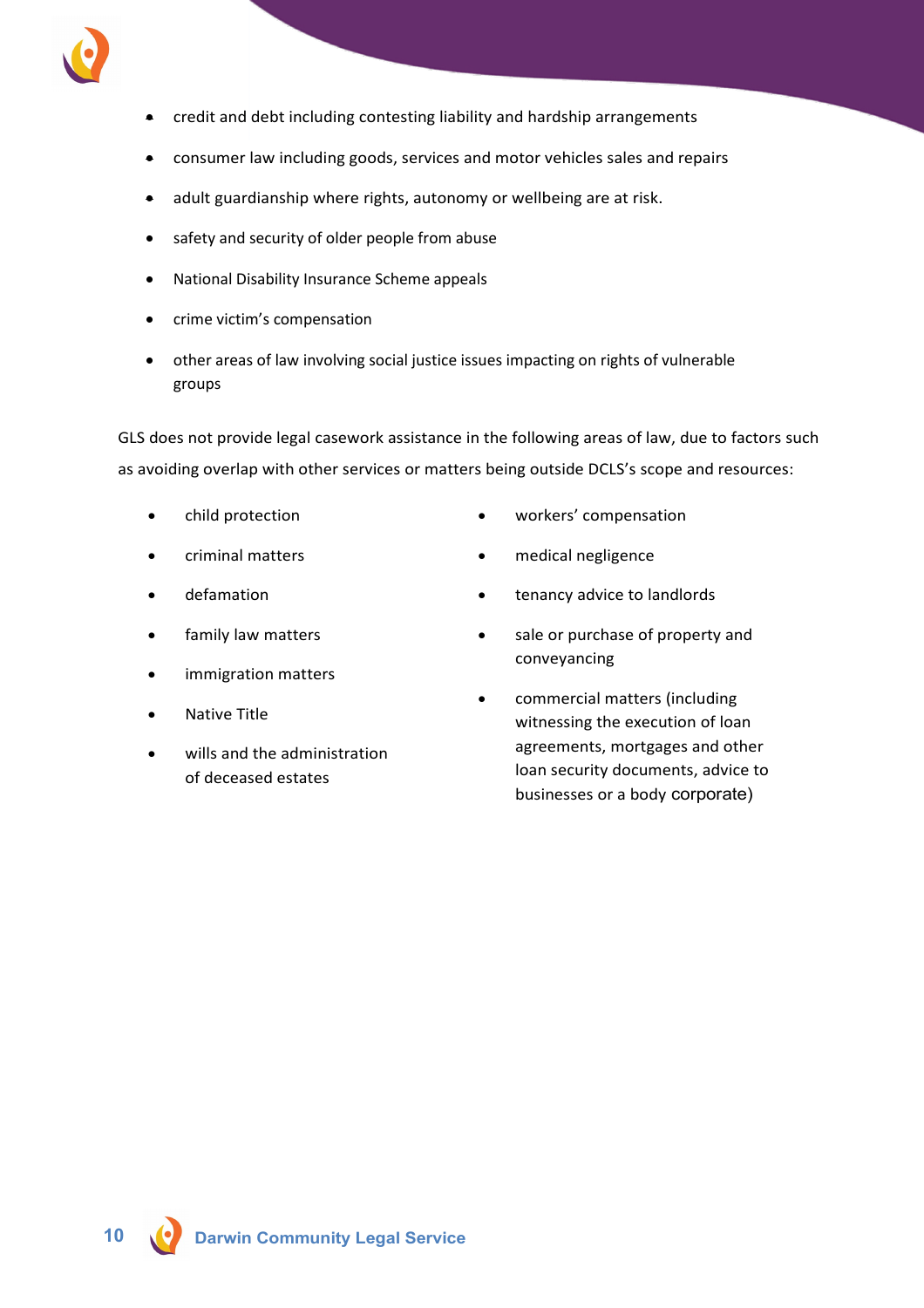- credit and debt including contesting liability and hardship arrangements
- consumer law including goods, services and motor vehicles sales and repairs
- adult guardianship where rights, autonomy or wellbeing are at risk.
- safety and security of older people from abuse
- National Disability Insurance Scheme appeals
- crime victim's compensation
- other areas of law involving social justice issues impacting on rights of vulnerable groups

GLS does not provide legal casework assistance in the following areas of law, due to factors such as avoiding overlap with other services or matters being outside DCLS's scope and resources:

- child protection
- criminal matters
- defamation
- family law matters
- immigration matters
- Native Title
- wills and the administration of deceased estates
- workers' compensation
- medical negligence
- tenancy advice to landlords
- sale or purchase of property and conveyancing
- commercial matters (including witnessing the execution of loan agreements, mortgages and other loan security documents, advice to businesses or a body corporate)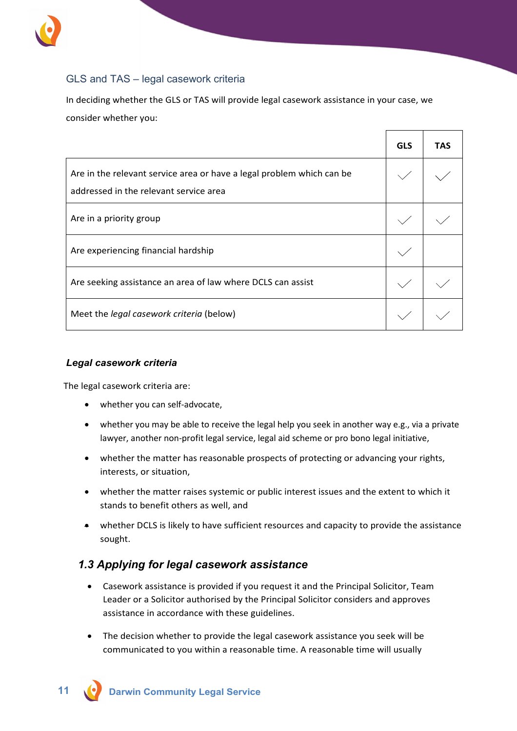## GLS and TAS – legal casework criteria

In deciding whether the GLS or TAS will provide legal casework assistance in your case, we consider whether you:

| | GLS | TAS |
|---|---|---|
| Are in the relevant service area or have a legal problem which can be addressed in the relevant service area | ✓ | ✓ |
| Are in a priority group | ✓ | ✓ |
| Are experiencing financial hardship | ✓ | |
| Are seeking assistance an area of law where DCLS can assist | ✓ | ✓ |
| Meet the *legal casework criteria* (below) | ✓ | ✓ |

### *Legal casework criteria*

The legal casework criteria are:

- whether you can self-advocate,
- whether you may be able to receive the legal help you seek in another way e.g., via a private lawyer, another non-profit legal service, legal aid scheme or pro bono legal initiative,
- whether the matter has reasonable prospects of protecting or advancing your rights, interests, or situation,
- whether the matter raises systemic or public interest issues and the extent to which it stands to benefit others as well, and
- whether DCLS is likely to have sufficient resources and capacity to provide the assistance sought.

## *1.3 Applying for legal casework assistance*

- Casework assistance is provided if you request it and the Principal Solicitor, Team Leader or a Solicitor authorised by the Principal Solicitor considers and approves assistance in accordance with these guidelines.
- The decision whether to provide the legal casework assistance you seek will be communicated to you within a reasonable time. A reasonable time will usually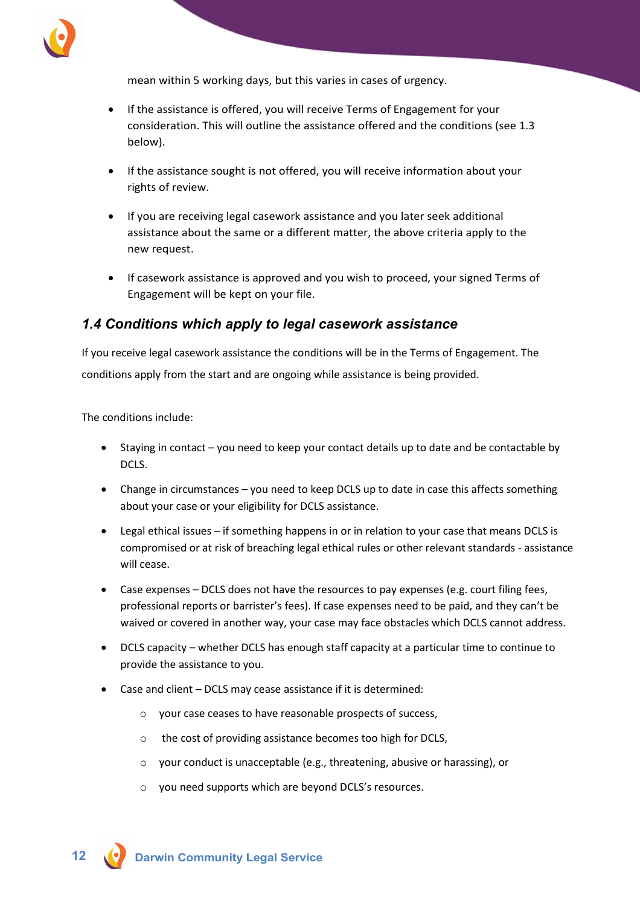mean within 5 working days, but this varies in cases of urgency.

- If the assistance is offered, you will receive Terms of Engagement for your consideration. This will outline the assistance offered and the conditions (see 1.3 below).
- If the assistance sought is not offered, you will receive information about your rights of review.
- If you are receiving legal casework assistance and you later seek additional assistance about the same or a different matter, the above criteria apply to the new request.
- If casework assistance is approved and you wish to proceed, your signed Terms of Engagement will be kept on your file.

### *1.4 Conditions which apply to legal casework assistance*

If you receive legal casework assistance the conditions will be in the Terms of Engagement. The conditions apply from the start and are ongoing while assistance is being provided.

The conditions include:

- Staying in contact – you need to keep your contact details up to date and be contactable by DCLS.
- Change in circumstances – you need to keep DCLS up to date in case this affects something about your case or your eligibility for DCLS assistance.
- Legal ethical issues – if something happens in or in relation to your case that means DCLS is compromised or at risk of breaching legal ethical rules or other relevant standards - assistance will cease.
- Case expenses – DCLS does not have the resources to pay expenses (e.g. court filing fees, professional reports or barrister's fees). If case expenses need to be paid, and they can't be waived or covered in another way, your case may face obstacles which DCLS cannot address.
- DCLS capacity – whether DCLS has enough staff capacity at a particular time to continue to provide the assistance to you.
- Case and client – DCLS may cease assistance if it is determined:
  - your case ceases to have reasonable prospects of success,
  - the cost of providing assistance becomes too high for DCLS,
  - your conduct is unacceptable (e.g., threatening, abusive or harassing), or
  - you need supports which are beyond DCLS's resources.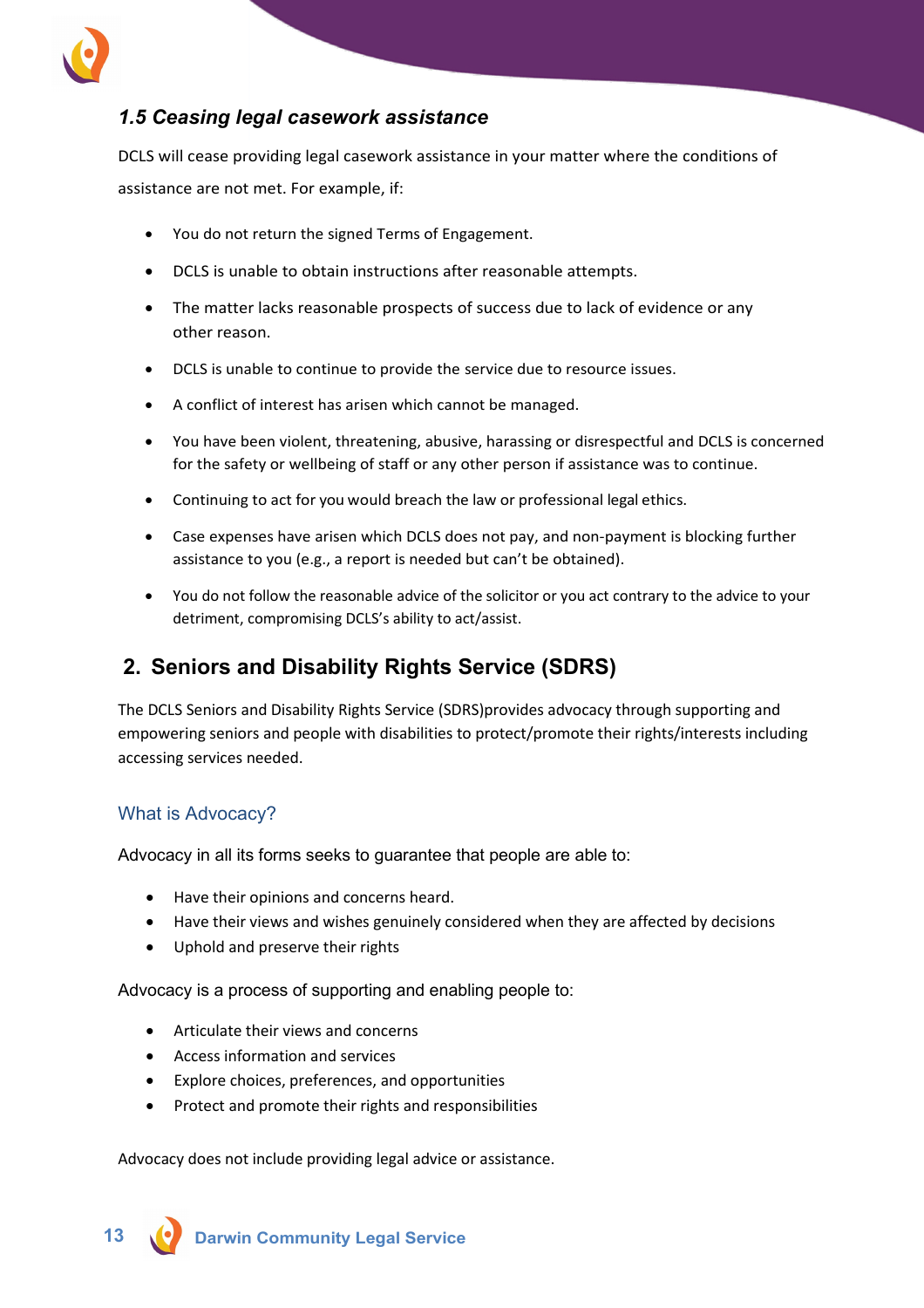### *1.5 Ceasing legal casework assistance*

DCLS will cease providing legal casework assistance in your matter where the conditions of assistance are not met. For example, if:

- You do not return the signed Terms of Engagement.
- DCLS is unable to obtain instructions after reasonable attempts.
- The matter lacks reasonable prospects of success due to lack of evidence or any other reason.
- DCLS is unable to continue to provide the service due to resource issues.
- A conflict of interest has arisen which cannot be managed.
- You have been violent, threatening, abusive, harassing or disrespectful and DCLS is concerned for the safety or wellbeing of staff or any other person if assistance was to continue.
- Continuing to act for you would breach the law or professional legal ethics.
- Case expenses have arisen which DCLS does not pay, and non-payment is blocking further assistance to you (e.g., a report is needed but can't be obtained).
- You do not follow the reasonable advice of the solicitor or you act contrary to the advice to your detriment, compromising DCLS's ability to act/assist.

## 2. Seniors and Disability Rights Service (SDRS)

The DCLS Seniors and Disability Rights Service (SDRS)provides advocacy through supporting and empowering seniors and people with disabilities to protect/promote their rights/interests including accessing services needed.

### What is Advocacy?

Advocacy in all its forms seeks to guarantee that people are able to:

- Have their opinions and concerns heard.
- Have their views and wishes genuinely considered when they are affected by decisions
- Uphold and preserve their rights

Advocacy is a process of supporting and enabling people to:

- Articulate their views and concerns
- Access information and services
- Explore choices, preferences, and opportunities
- Protect and promote their rights and responsibilities

Advocacy does not include providing legal advice or assistance.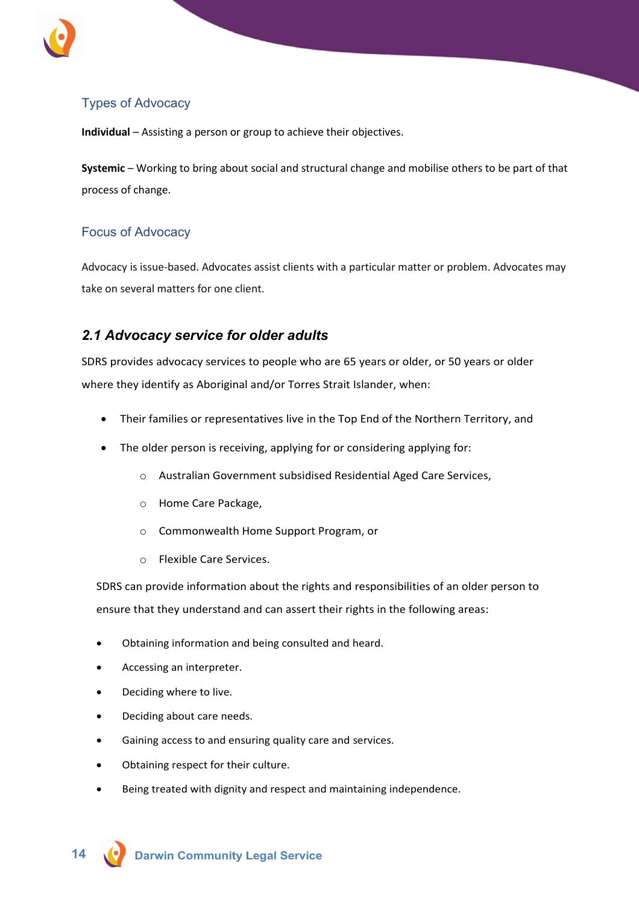### Types of Advocacy

**Individual** – Assisting a person or group to achieve their objectives.

**Systemic** – Working to bring about social and structural change and mobilise others to be part of that process of change.

### Focus of Advocacy

Advocacy is issue-based. Advocates assist clients with a particular matter or problem. Advocates may take on several matters for one client.

## *2.1 Advocacy service for older adults*

SDRS provides advocacy services to people who are 65 years or older, or 50 years or older where they identify as Aboriginal and/or Torres Strait Islander, when:

- Their families or representatives live in the Top End of the Northern Territory, and
- The older person is receiving, applying for or considering applying for:
  - Australian Government subsidised Residential Aged Care Services,
  - Home Care Package,
  - Commonwealth Home Support Program, or
  - Flexible Care Services.

SDRS can provide information about the rights and responsibilities of an older person to ensure that they understand and can assert their rights in the following areas:

- Obtaining information and being consulted and heard.
- Accessing an interpreter.
- Deciding where to live.
- Deciding about care needs.
- Gaining access to and ensuring quality care and services.
- Obtaining respect for their culture.
- Being treated with dignity and respect and maintaining independence.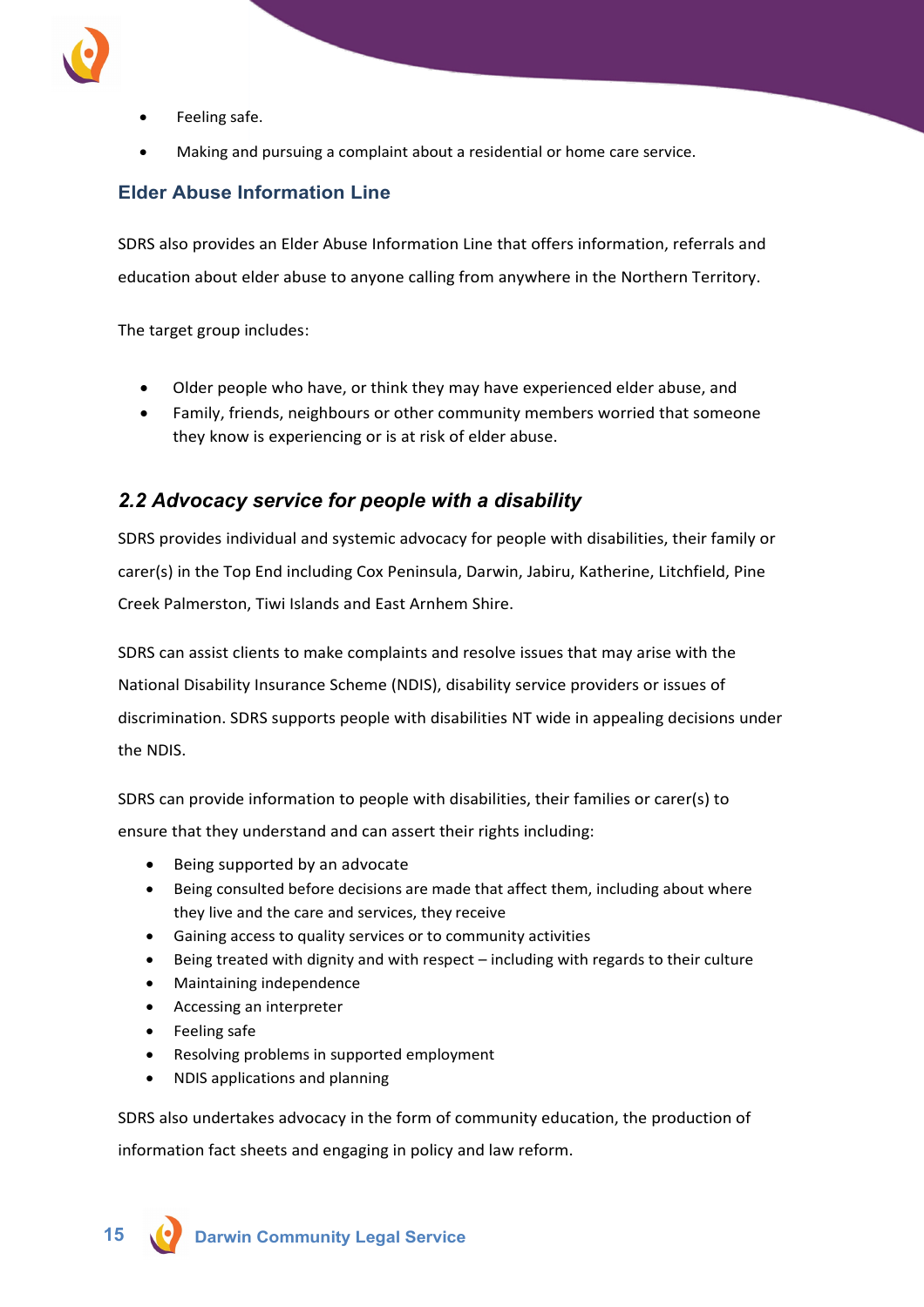- Feeling safe.
- Making and pursuing a complaint about a residential or home care service.

### Elder Abuse Information Line

SDRS also provides an Elder Abuse Information Line that offers information, referrals and education about elder abuse to anyone calling from anywhere in the Northern Territory.

The target group includes:

- Older people who have, or think they may have experienced elder abuse, and
- Family, friends, neighbours or other community members worried that someone they know is experiencing or is at risk of elder abuse.

## *2.2 Advocacy service for people with a disability*

SDRS provides individual and systemic advocacy for people with disabilities, their family or carer(s) in the Top End including Cox Peninsula, Darwin, Jabiru, Katherine, Litchfield, Pine Creek Palmerston, Tiwi Islands and East Arnhem Shire.

SDRS can assist clients to make complaints and resolve issues that may arise with the National Disability Insurance Scheme (NDIS), disability service providers or issues of discrimination. SDRS supports people with disabilities NT wide in appealing decisions under the NDIS.

SDRS can provide information to people with disabilities, their families or carer(s) to ensure that they understand and can assert their rights including:

- Being supported by an advocate
- Being consulted before decisions are made that affect them, including about where they live and the care and services, they receive
- Gaining access to quality services or to community activities
- Being treated with dignity and with respect – including with regards to their culture
- Maintaining independence
- Accessing an interpreter
- Feeling safe
- Resolving problems in supported employment
- NDIS applications and planning

SDRS also undertakes advocacy in the form of community education, the production of information fact sheets and engaging in policy and law reform.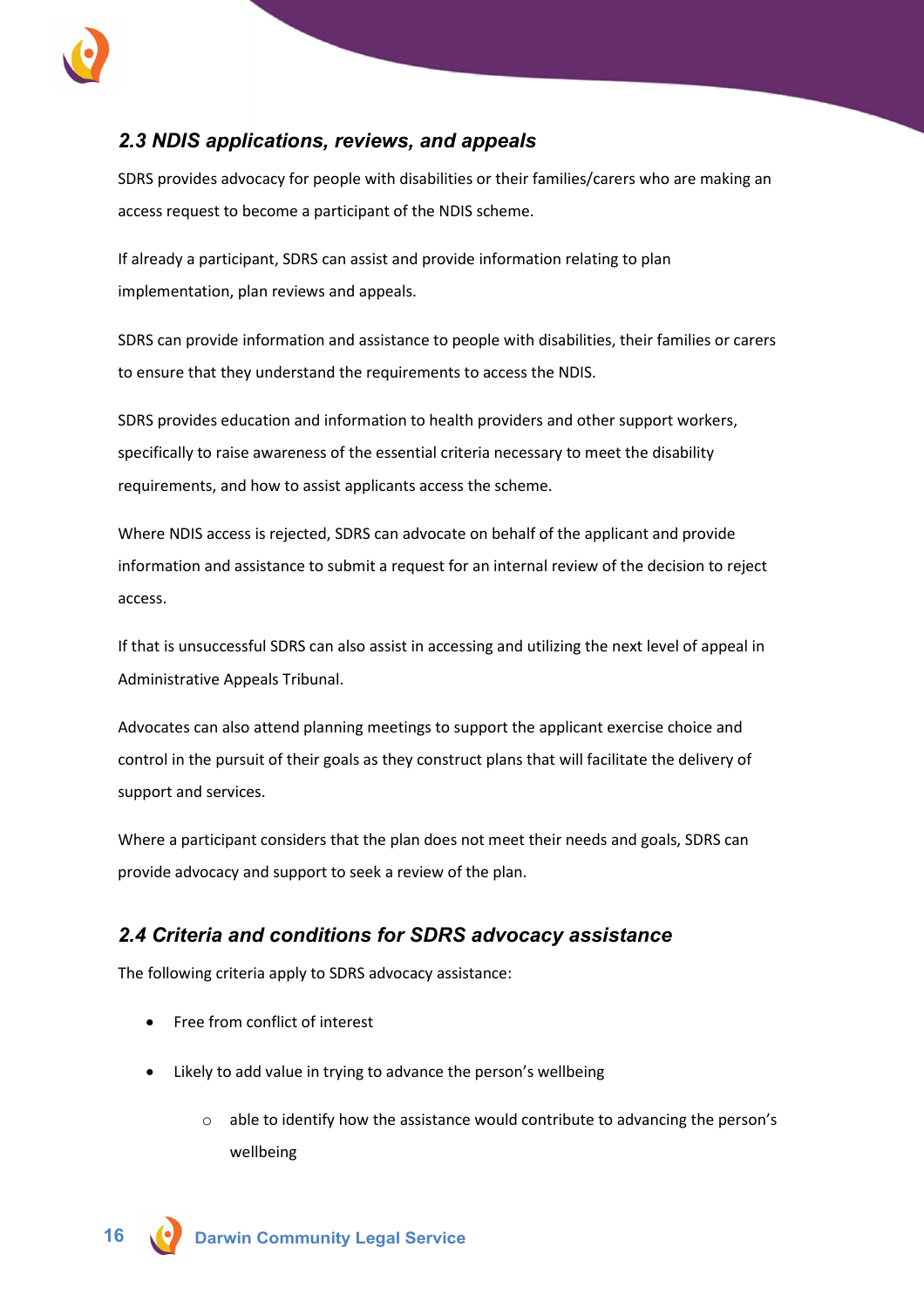## *2.3 NDIS applications, reviews, and appeals*

SDRS provides advocacy for people with disabilities or their families/carers who are making an access request to become a participant of the NDIS scheme.

If already a participant, SDRS can assist and provide information relating to plan implementation, plan reviews and appeals.

SDRS can provide information and assistance to people with disabilities, their families or carers to ensure that they understand the requirements to access the NDIS.

SDRS provides education and information to health providers and other support workers, specifically to raise awareness of the essential criteria necessary to meet the disability requirements, and how to assist applicants access the scheme.

Where NDIS access is rejected, SDRS can advocate on behalf of the applicant and provide information and assistance to submit a request for an internal review of the decision to reject access.

If that is unsuccessful SDRS can also assist in accessing and utilizing the next level of appeal in Administrative Appeals Tribunal.

Advocates can also attend planning meetings to support the applicant exercise choice and control in the pursuit of their goals as they construct plans that will facilitate the delivery of support and services.

Where a participant considers that the plan does not meet their needs and goals, SDRS can provide advocacy and support to seek a review of the plan.

## *2.4 Criteria and conditions for SDRS advocacy assistance*

The following criteria apply to SDRS advocacy assistance:

- Free from conflict of interest
- Likely to add value in trying to advance the person's wellbeing
  - able to identify how the assistance would contribute to advancing the person's wellbeing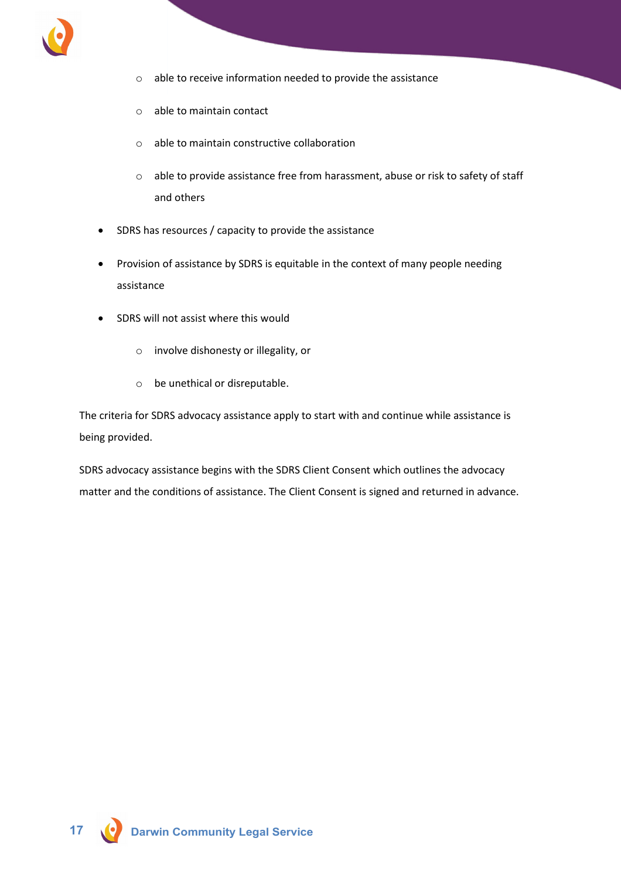- able to receive information needed to provide the assistance
    - able to maintain contact
    - able to maintain constructive collaboration
    - able to provide assistance free from harassment, abuse or risk to safety of staff and others
- SDRS has resources / capacity to provide the assistance
- Provision of assistance by SDRS is equitable in the context of many people needing assistance
- SDRS will not assist where this would
    - involve dishonesty or illegality, or
    - be unethical or disreputable.

The criteria for SDRS advocacy assistance apply to start with and continue while assistance is being provided.

SDRS advocacy assistance begins with the SDRS Client Consent which outlines the advocacy matter and the conditions of assistance. The Client Consent is signed and returned in advance.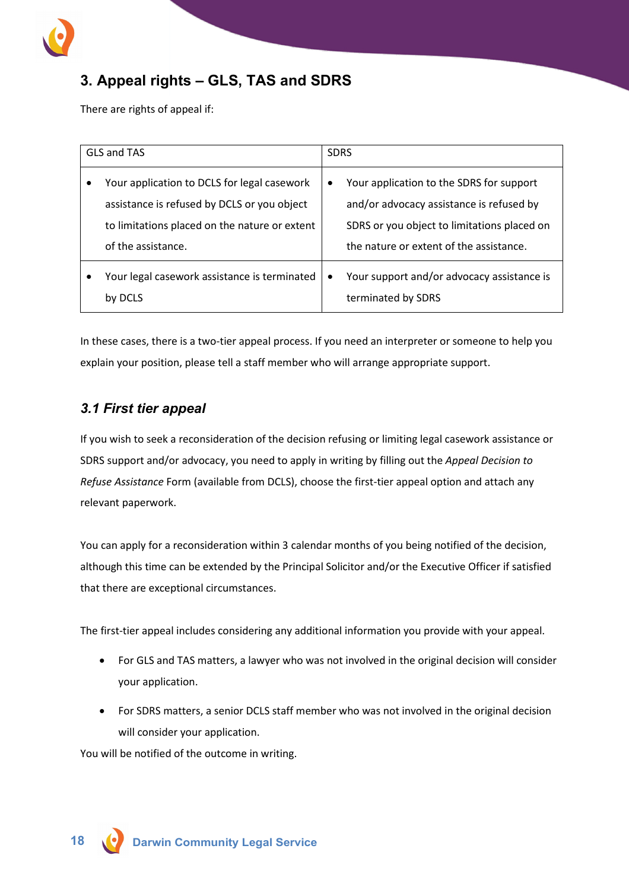## 3. Appeal rights – GLS, TAS and SDRS

There are rights of appeal if:

| GLS and TAS | SDRS |
|---|---|
| • Your application to DCLS for legal casework assistance is refused by DCLS or you object to limitations placed on the nature or extent of the assistance. | • Your application to the SDRS for support and/or advocacy assistance is refused by SDRS or you object to limitations placed on the nature or extent of the assistance. |
| • Your legal casework assistance is terminated by DCLS | • Your support and/or advocacy assistance is terminated by SDRS |

In these cases, there is a two-tier appeal process. If you need an interpreter or someone to help you explain your position, please tell a staff member who will arrange appropriate support.

### *3.1 First tier appeal*

If you wish to seek a reconsideration of the decision refusing or limiting legal casework assistance or SDRS support and/or advocacy, you need to apply in writing by filling out the *Appeal Decision to Refuse Assistance* Form (available from DCLS), choose the first-tier appeal option and attach any relevant paperwork.

You can apply for a reconsideration within 3 calendar months of you being notified of the decision, although this time can be extended by the Principal Solicitor and/or the Executive Officer if satisfied that there are exceptional circumstances.

The first-tier appeal includes considering any additional information you provide with your appeal.

- For GLS and TAS matters, a lawyer who was not involved in the original decision will consider your application.
- For SDRS matters, a senior DCLS staff member who was not involved in the original decision will consider your application.

You will be notified of the outcome in writing.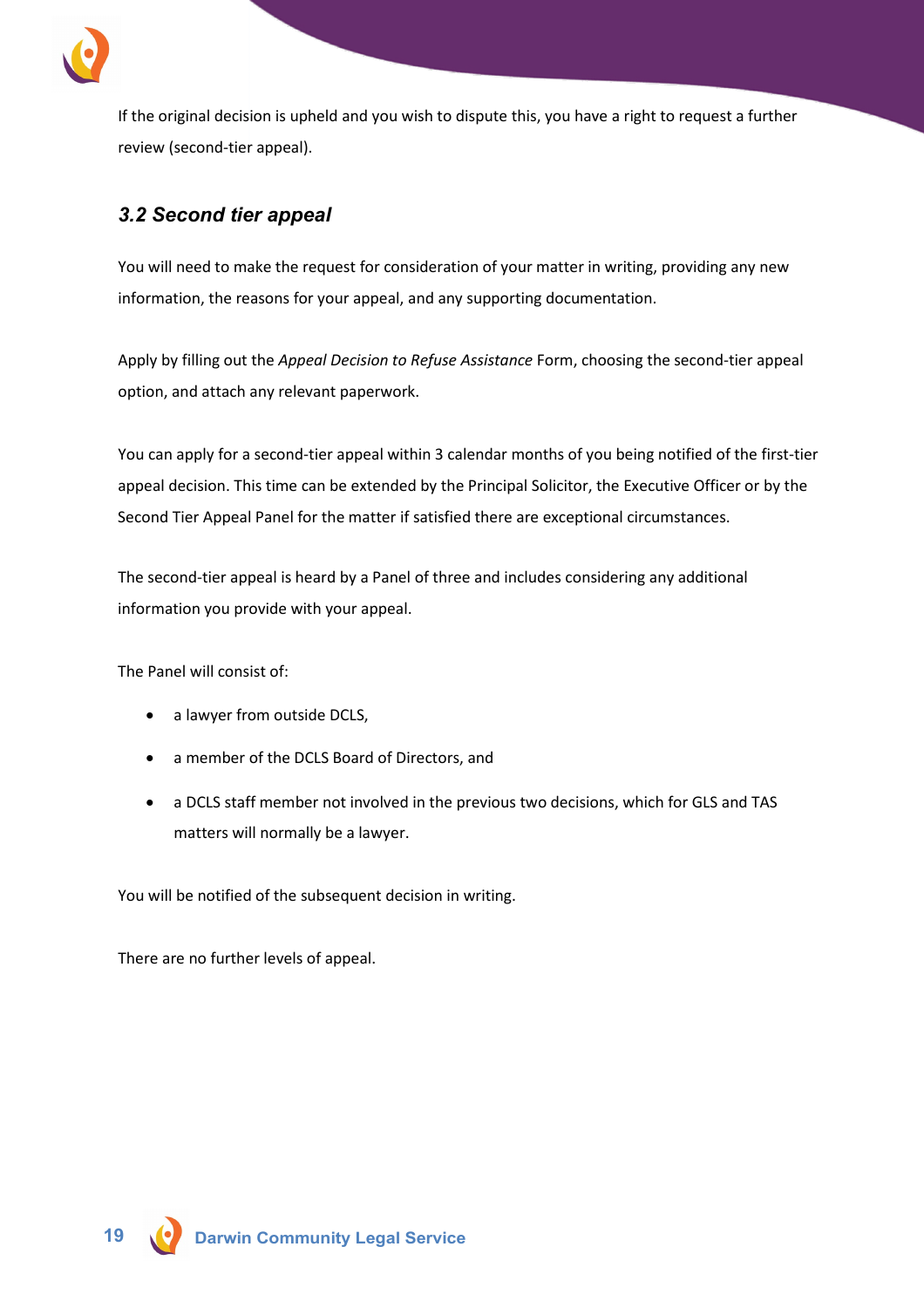If the original decision is upheld and you wish to dispute this, you have a right to request a further review (second-tier appeal).

### *3.2 Second tier appeal*

You will need to make the request for consideration of your matter in writing, providing any new information, the reasons for your appeal, and any supporting documentation.

Apply by filling out the *Appeal Decision to Refuse Assistance* Form, choosing the second-tier appeal option, and attach any relevant paperwork.

You can apply for a second-tier appeal within 3 calendar months of you being notified of the first-tier appeal decision. This time can be extended by the Principal Solicitor, the Executive Officer or by the Second Tier Appeal Panel for the matter if satisfied there are exceptional circumstances.

The second-tier appeal is heard by a Panel of three and includes considering any additional information you provide with your appeal.

The Panel will consist of:

- a lawyer from outside DCLS,
- a member of the DCLS Board of Directors, and
- a DCLS staff member not involved in the previous two decisions, which for GLS and TAS matters will normally be a lawyer.

You will be notified of the subsequent decision in writing.

There are no further levels of appeal.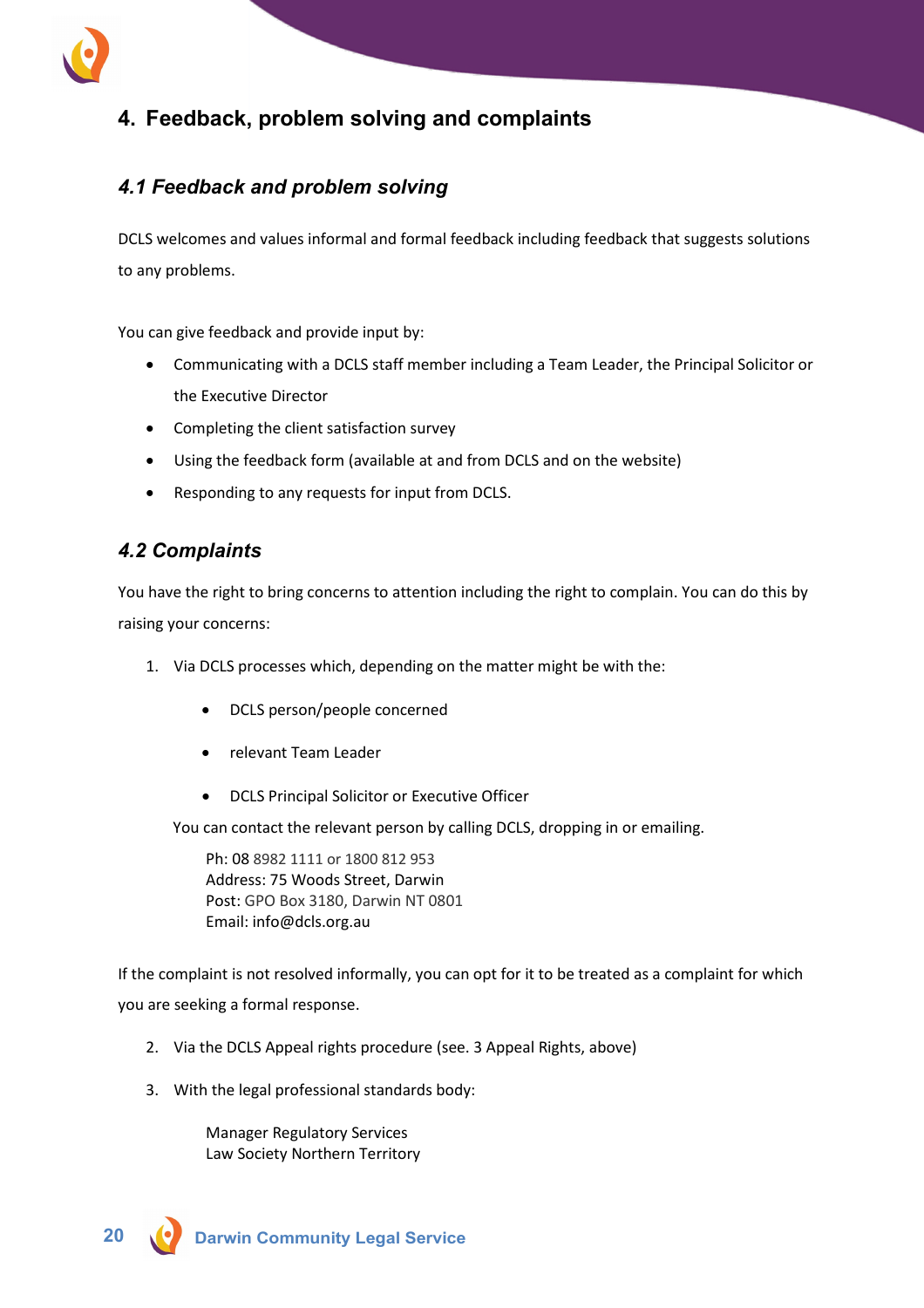## 4. Feedback, problem solving and complaints

### *4.1 Feedback and problem solving*

DCLS welcomes and values informal and formal feedback including feedback that suggests solutions to any problems.

You can give feedback and provide input by:

- Communicating with a DCLS staff member including a Team Leader, the Principal Solicitor or the Executive Director
- Completing the client satisfaction survey
- Using the feedback form (available at and from DCLS and on the website)
- Responding to any requests for input from DCLS.

### *4.2 Complaints*

You have the right to bring concerns to attention including the right to complain. You can do this by raising your concerns:

1. Via DCLS processes which, depending on the matter might be with the:

    - DCLS person/people concerned
    - relevant Team Leader
    - DCLS Principal Solicitor or Executive Officer

    You can contact the relevant person by calling DCLS, dropping in or emailing.

    Ph: 08 8982 1111 or 1800 812 953
    Address: 75 Woods Street, Darwin
    Post: GPO Box 3180, Darwin NT 0801
    Email: info@dcls.org.au

If the complaint is not resolved informally, you can opt for it to be treated as a complaint for which you are seeking a formal response.

2. Via the DCLS Appeal rights procedure (see. 3 Appeal Rights, above)

3. With the legal professional standards body:

    Manager Regulatory Services
    Law Society Northern Territory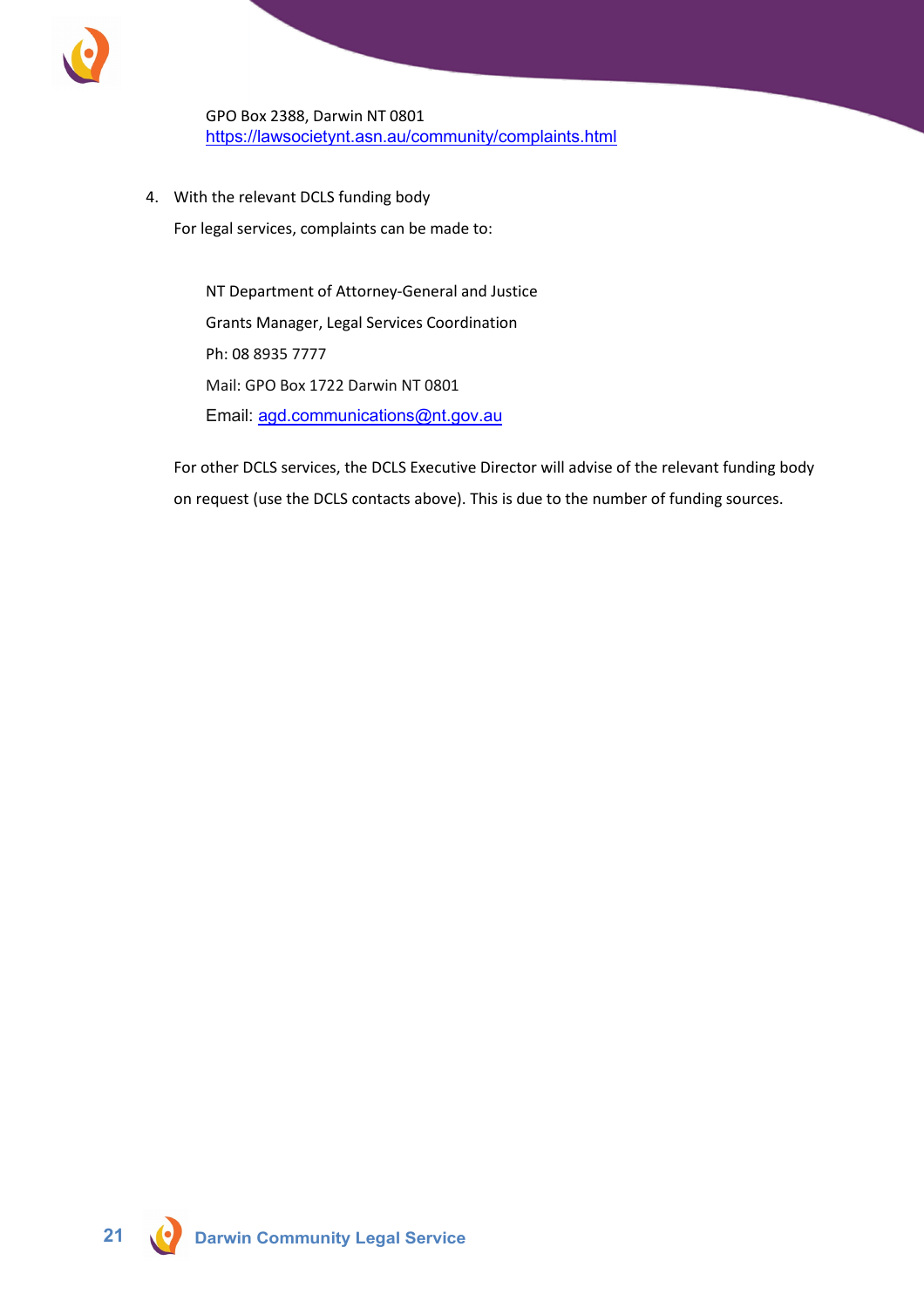GPO Box 2388, Darwin NT 0801
https://lawsocietynt.asn.au/community/complaints.html

4. With the relevant DCLS funding body

   For legal services, complaints can be made to:

   NT Department of Attorney-General and Justice
   Grants Manager, Legal Services Coordination
   Ph: 08 8935 7777
   Mail: GPO Box 1722 Darwin NT 0801
   Email: agd.communications@nt.gov.au

   For other DCLS services, the DCLS Executive Director will advise of the relevant funding body on request (use the DCLS contacts above). This is due to the number of funding sources.